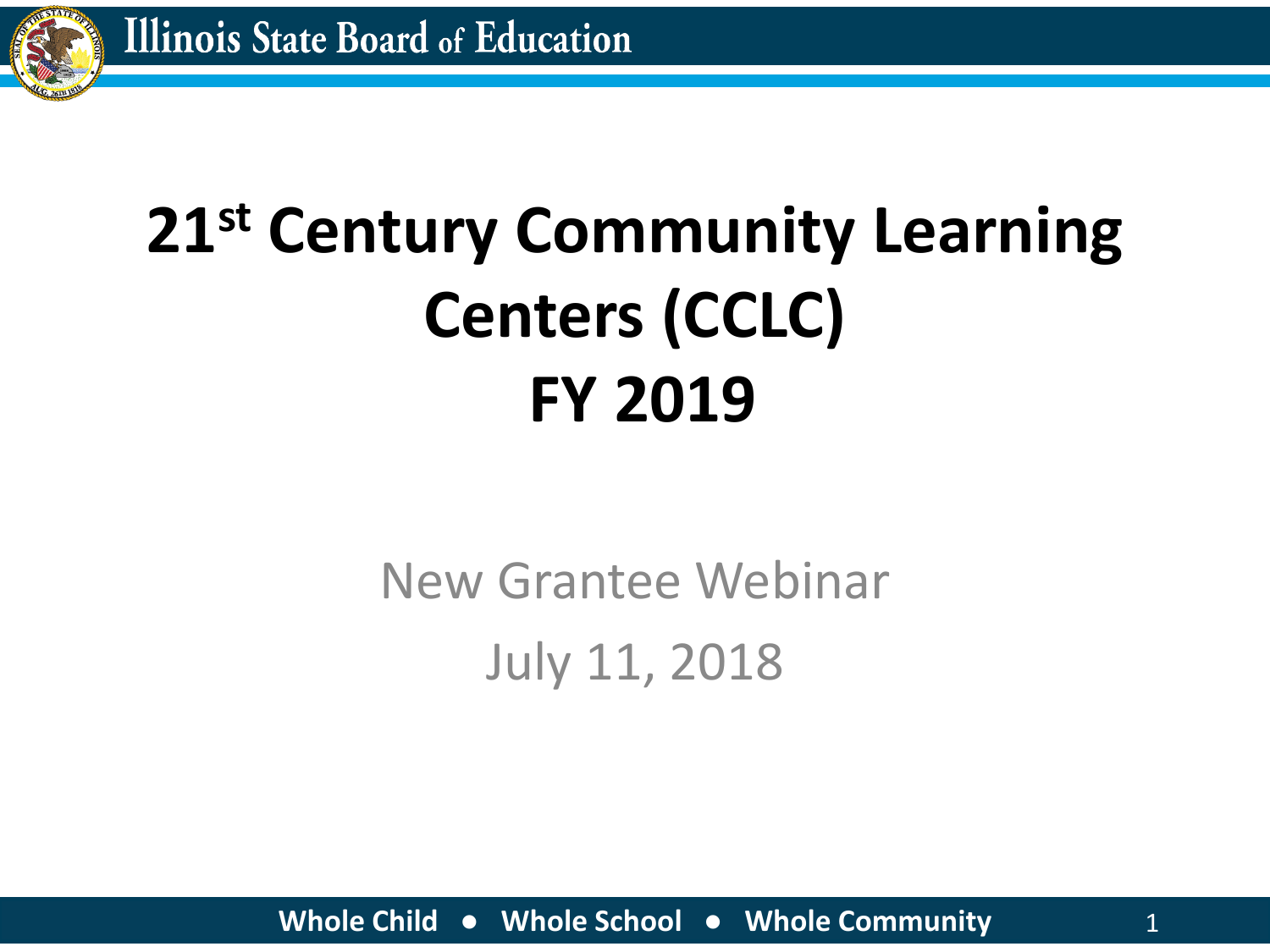# 21st Century Community Learning Centers (CCLC) FY 2019

New Grantee Webinar

July 11, 2018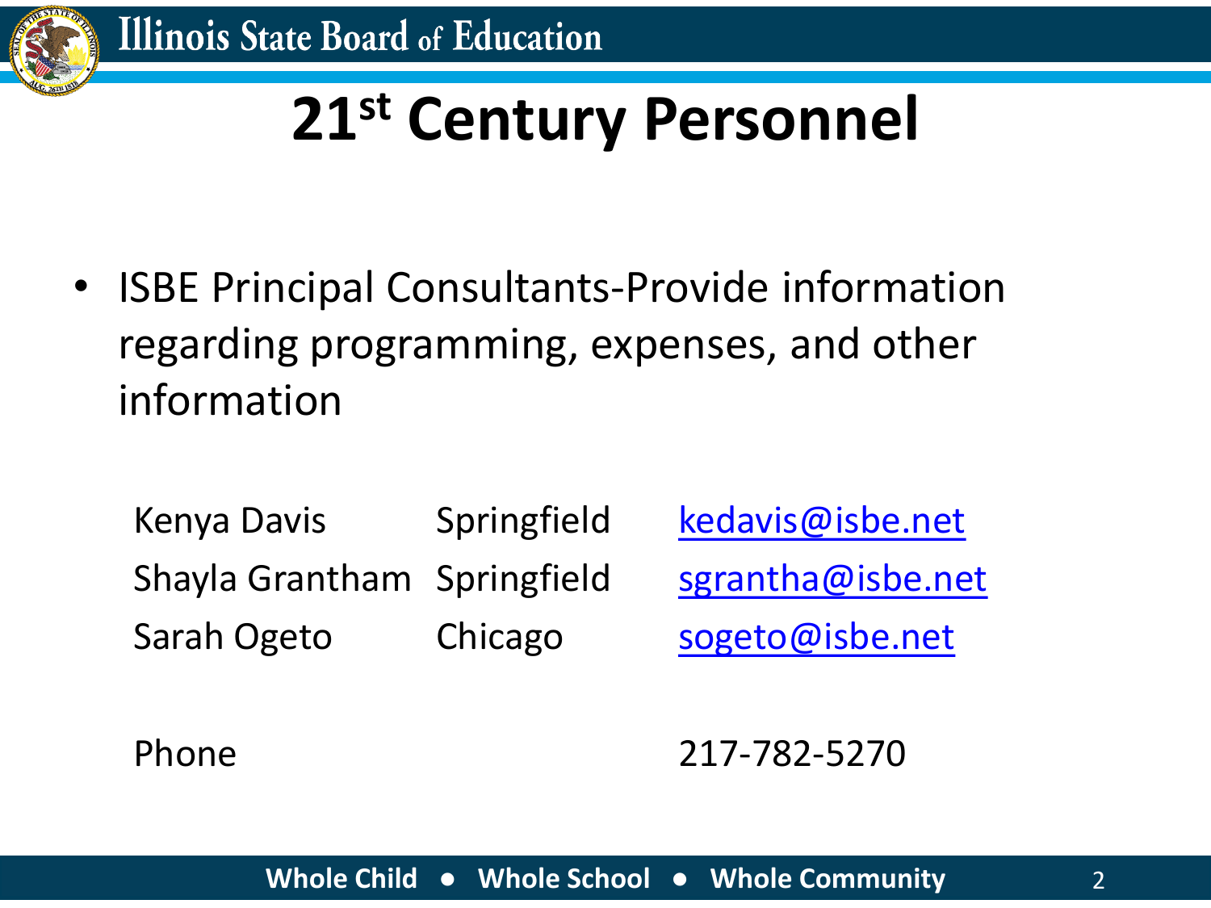# 21st Century Personnel

- ISBE Principal Consultants-Provide information regarding programming, expenses, and other information

| | | |
|---|---|---|
| Kenya Davis | Springfield | kedavis@isbe.net |
| Shayla Grantham | Springfield | sgrantha@isbe.net |
| Sarah Ogeto | Chicago | sogeto@isbe.net |
| Phone | | 217-782-5270 |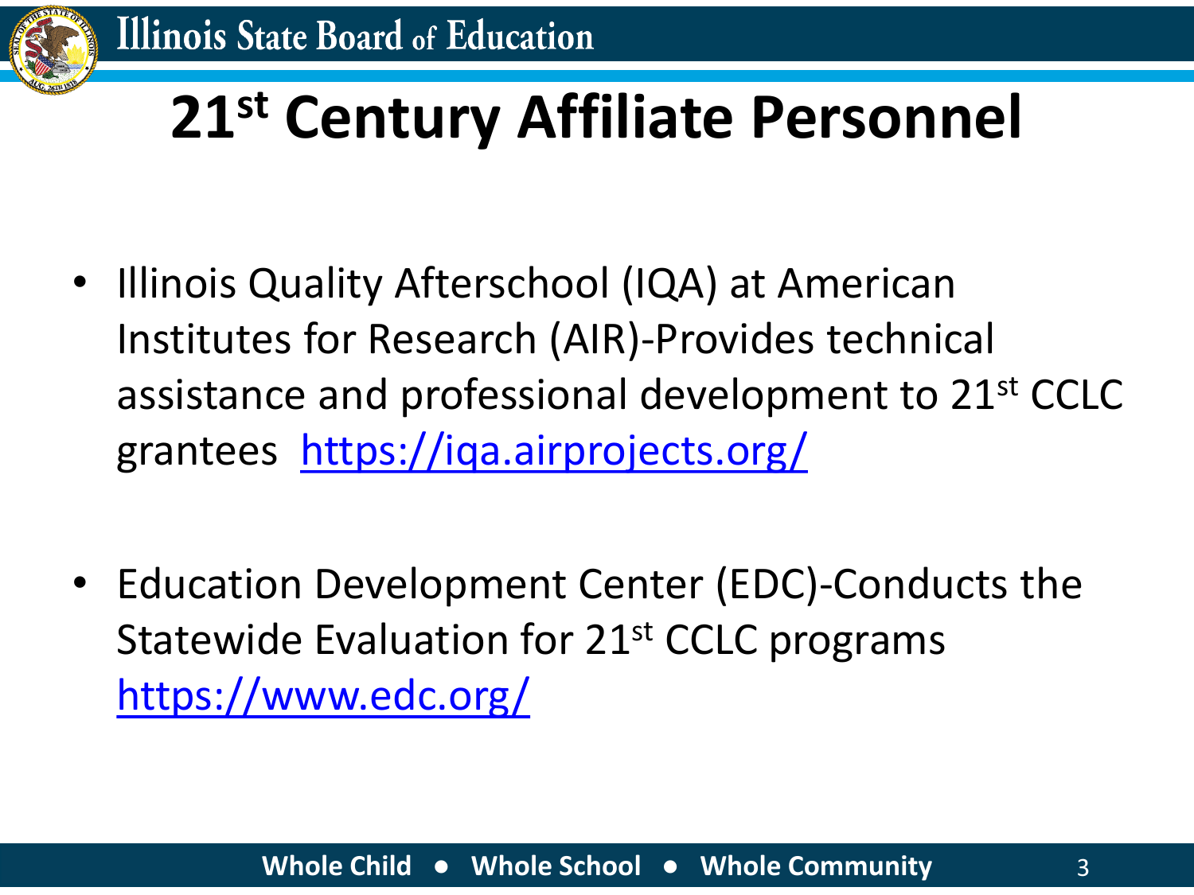# 21st Century Affiliate Personnel

- Illinois Quality Afterschool (IQA) at American Institutes for Research (AIR)-Provides technical assistance and professional development to 21st CCLC grantees https://iqa.airprojects.org/

- Education Development Center (EDC)-Conducts the Statewide Evaluation for 21st CCLC programs https://www.edc.org/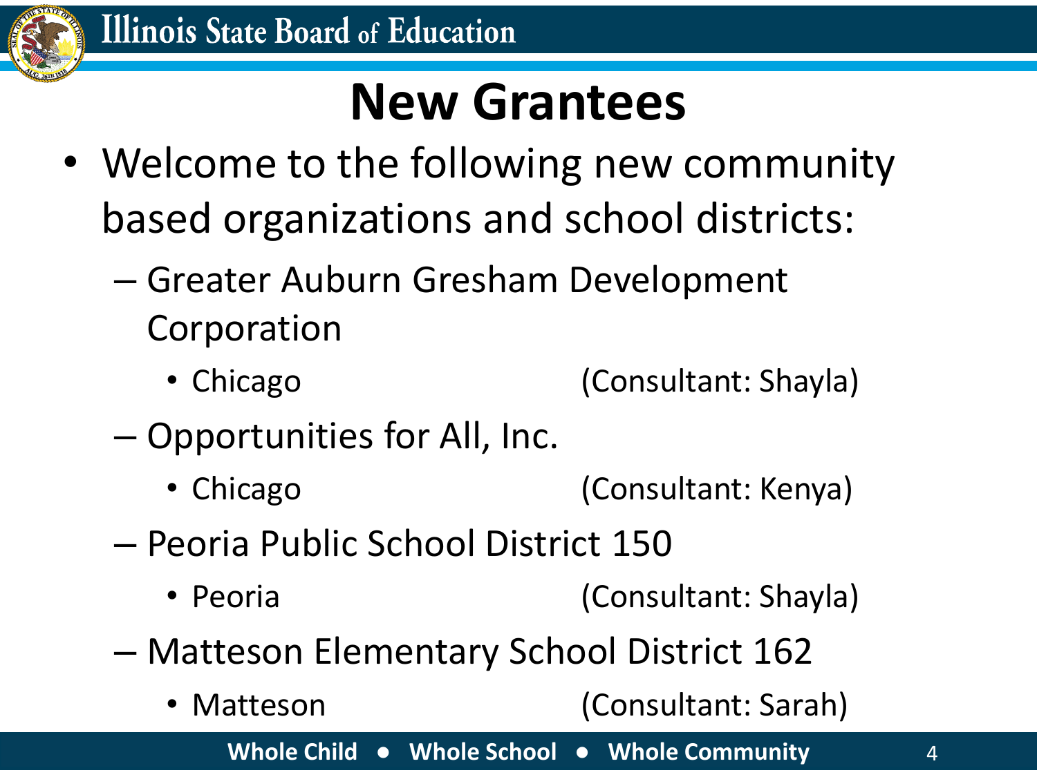# New Grantees

- Welcome to the following new community based organizations and school districts:
  - Greater Auburn Gresham Development Corporation
    - Chicago (Consultant: Shayla)
  - Opportunities for All, Inc.
    - Chicago (Consultant: Kenya)
  - Peoria Public School District 150
    - Peoria (Consultant: Shayla)
  - Matteson Elementary School District 162
    - Matteson (Consultant: Sarah)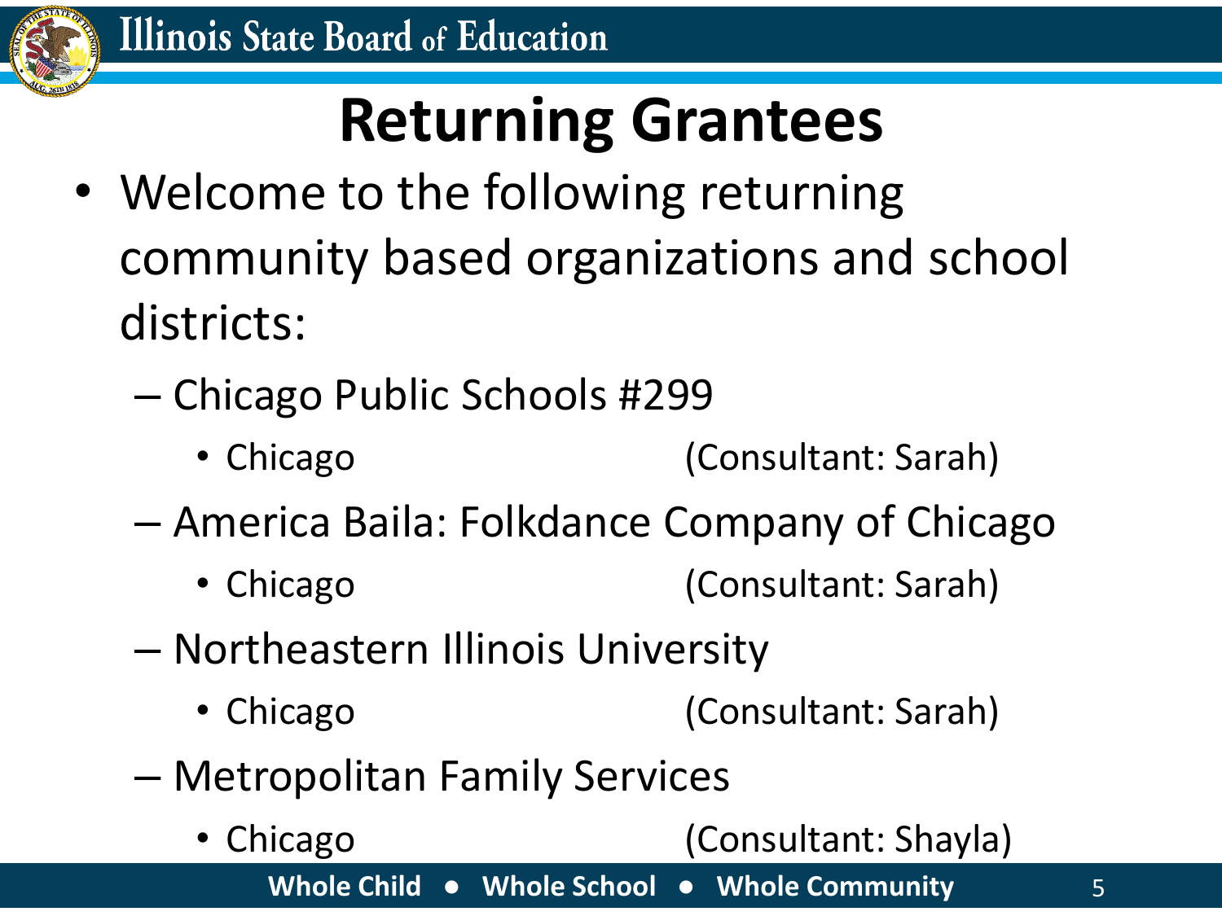# Returning Grantees

- Welcome to the following returning community based organizations and school districts:
  - Chicago Public Schools #299
    - Chicago (Consultant: Sarah)
  - America Baila: Folkdance Company of Chicago
    - Chicago (Consultant: Sarah)
  - Northeastern Illinois University
    - Chicago (Consultant: Sarah)
  - Metropolitan Family Services
    - Chicago (Consultant: Shayla)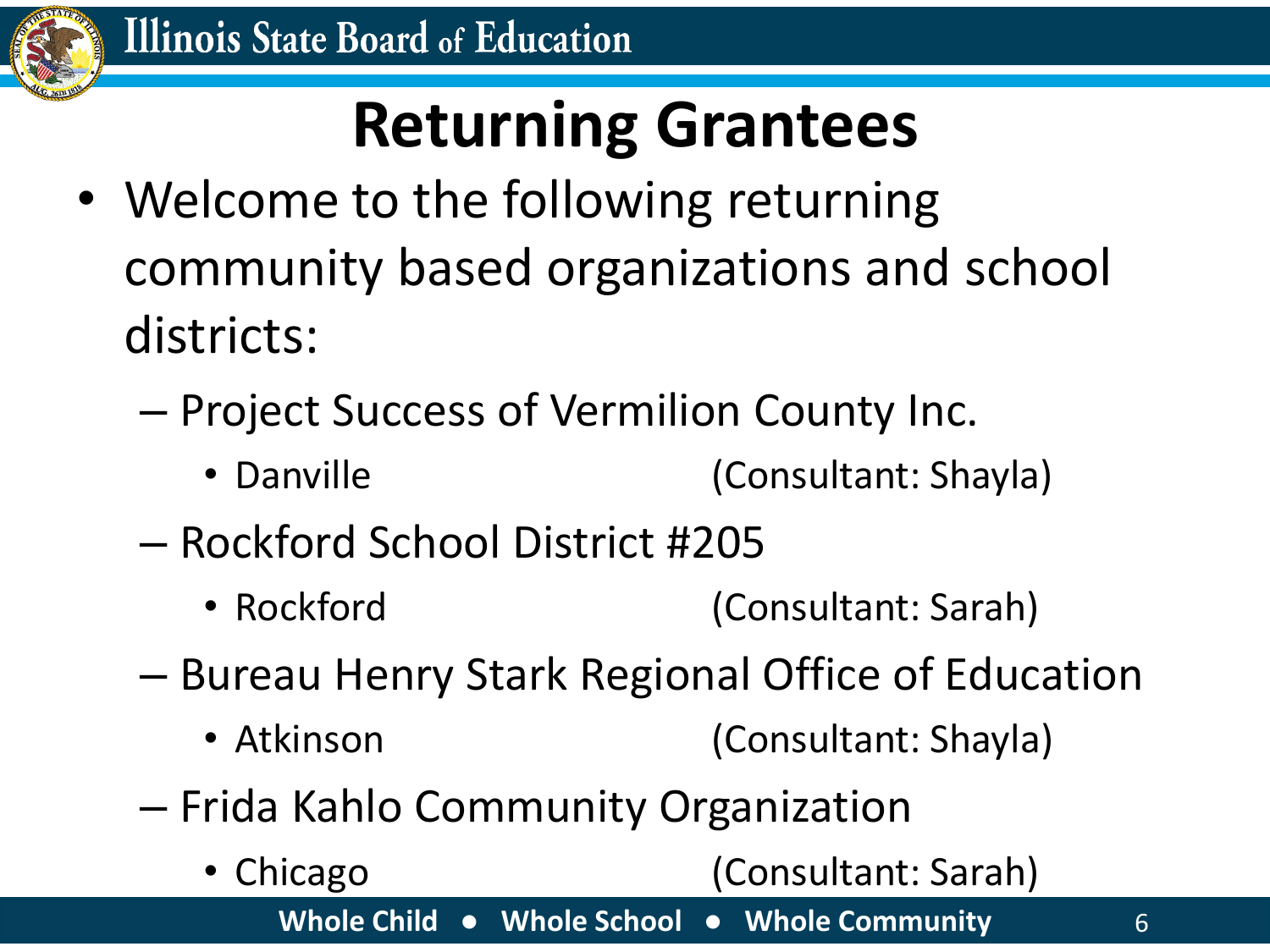# Returning Grantees

- Welcome to the following returning community based organizations and school districts:
  - Project Success of Vermilion County Inc.
    - Danville (Consultant: Shayla)
  - Rockford School District #205
    - Rockford (Consultant: Sarah)
  - Bureau Henry Stark Regional Office of Education
    - Atkinson (Consultant: Shayla)
  - Frida Kahlo Community Organization
    - Chicago (Consultant: Sarah)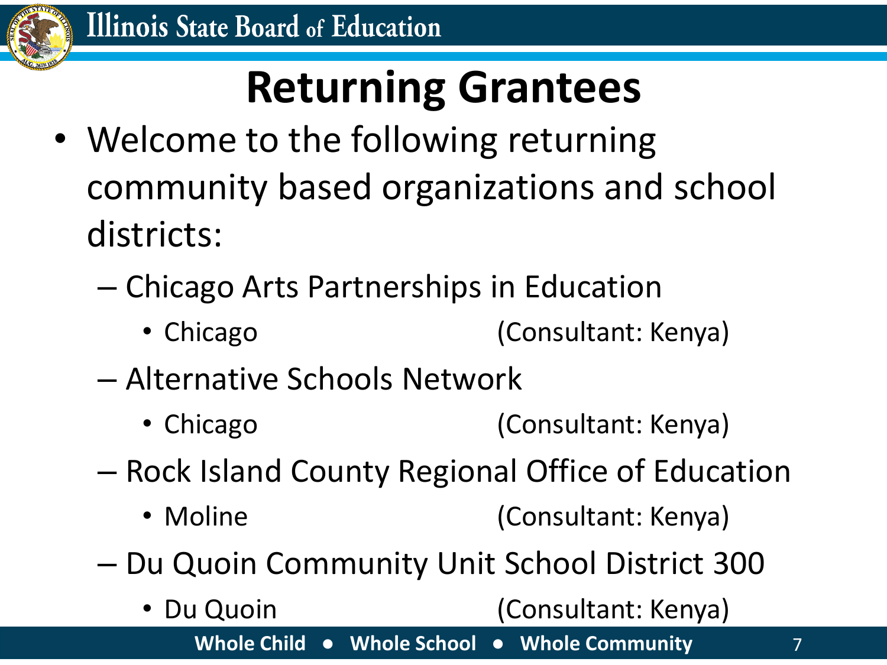# Returning Grantees

- Welcome to the following returning community based organizations and school districts:
  - Chicago Arts Partnerships in Education
    - Chicago (Consultant: Kenya)
  - Alternative Schools Network
    - Chicago (Consultant: Kenya)
  - Rock Island County Regional Office of Education
    - Moline (Consultant: Kenya)
  - Du Quoin Community Unit School District 300
    - Du Quoin (Consultant: Kenya)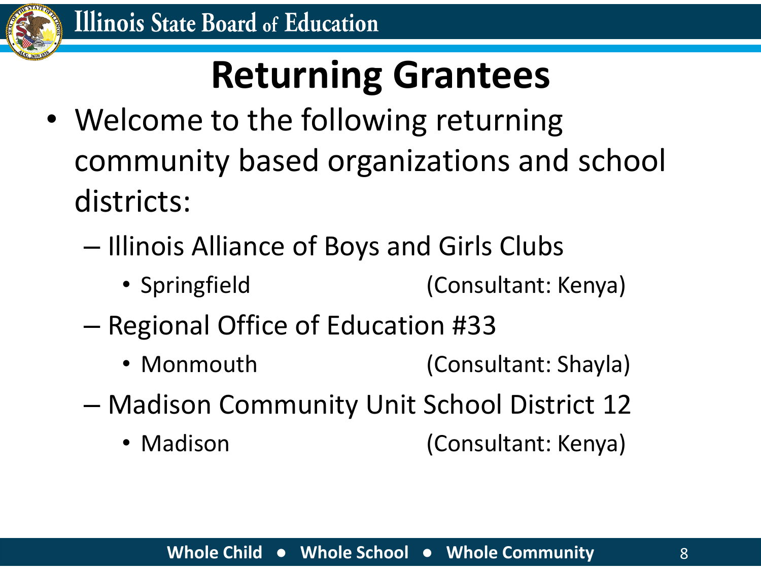# Returning Grantees

- Welcome to the following returning community based organizations and school districts:
  - Illinois Alliance of Boys and Girls Clubs
    - Springfield (Consultant: Kenya)
  - Regional Office of Education #33
    - Monmouth (Consultant: Shayla)
  - Madison Community Unit School District 12
    - Madison (Consultant: Kenya)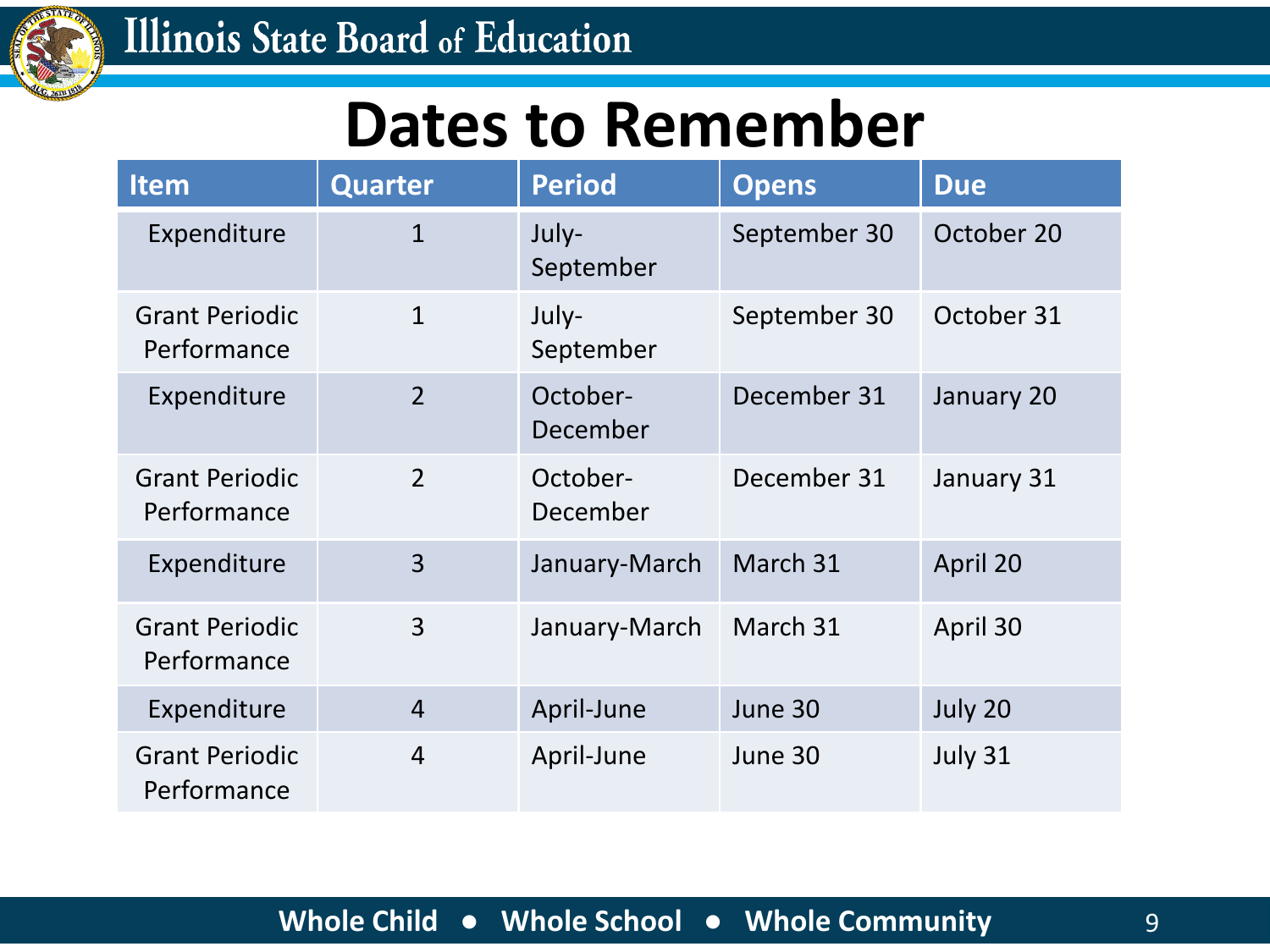# Dates to Remember

| Item | Quarter | Period | Opens | Due |
|---|---|---|---|---|
| Expenditure | 1 | July-September | September 30 | October 20 |
| Grant Periodic Performance | 1 | July-September | September 30 | October 31 |
| Expenditure | 2 | October-December | December 31 | January 20 |
| Grant Periodic Performance | 2 | October-December | December 31 | January 31 |
| Expenditure | 3 | January-March | March 31 | April 20 |
| Grant Periodic Performance | 3 | January-March | March 31 | April 30 |
| Expenditure | 4 | April-June | June 30 | July 20 |
| Grant Periodic Performance | 4 | April-June | June 30 | July 31 |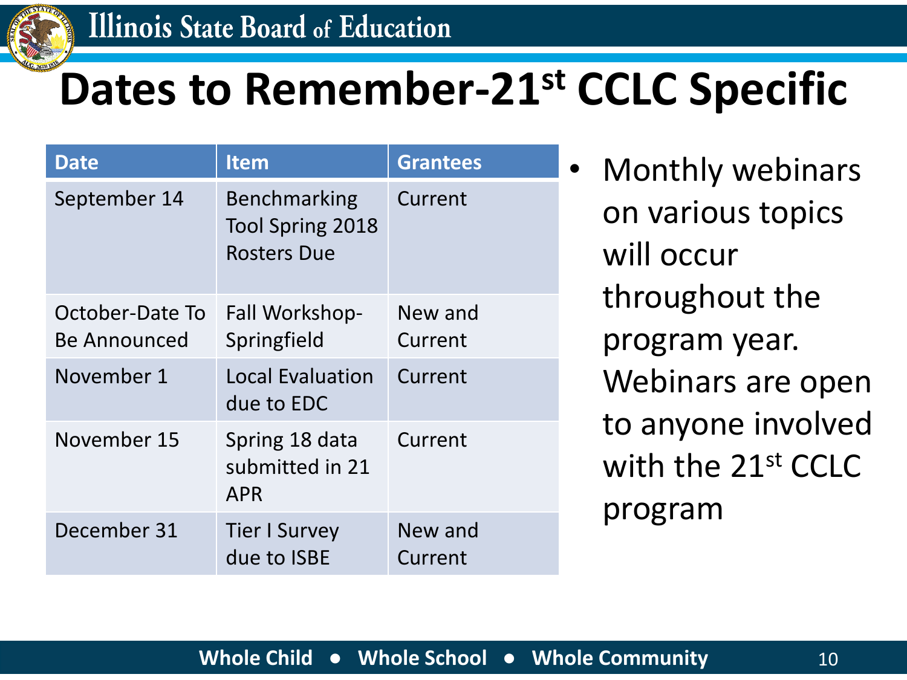# Dates to Remember-21st CCLC Specific

| Date | Item | Grantees |
|---|---|---|
| September 14 | Benchmarking Tool Spring 2018 Rosters Due | Current |
| October-Date To Be Announced | Fall Workshop-Springfield | New and Current |
| November 1 | Local Evaluation due to EDC | Current |
| November 15 | Spring 18 data submitted in 21 APR | Current |
| December 31 | Tier I Survey due to ISBE | New and Current |

- Monthly webinars on various topics will occur throughout the program year. Webinars are open to anyone involved with the 21st CCLC program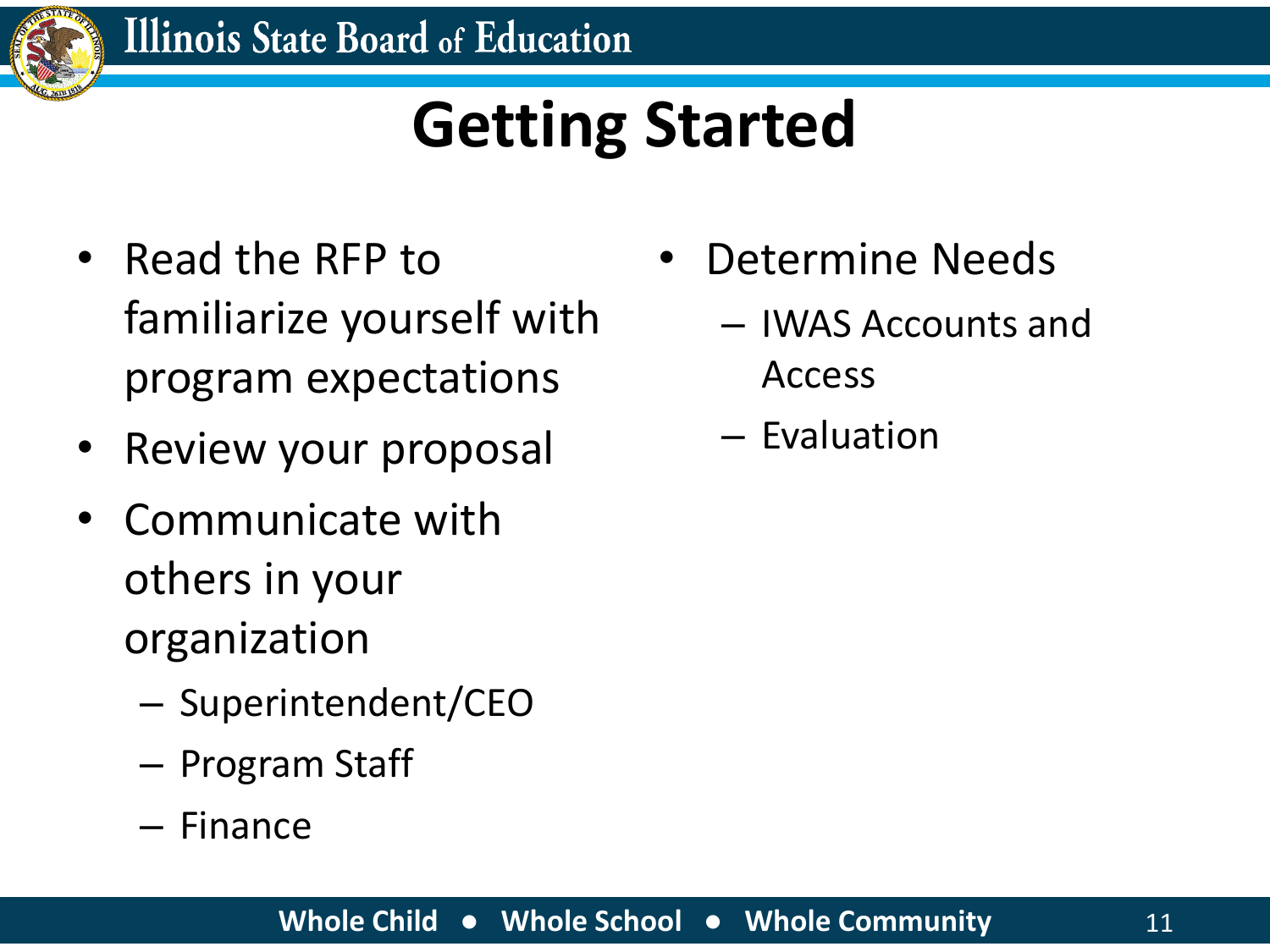# Getting Started

- Read the RFP to familiarize yourself with program expectations
- Review your proposal
- Communicate with others in your organization
  - Superintendent/CEO
  - Program Staff
  - Finance
- Determine Needs
  - IWAS Accounts and Access
  - Evaluation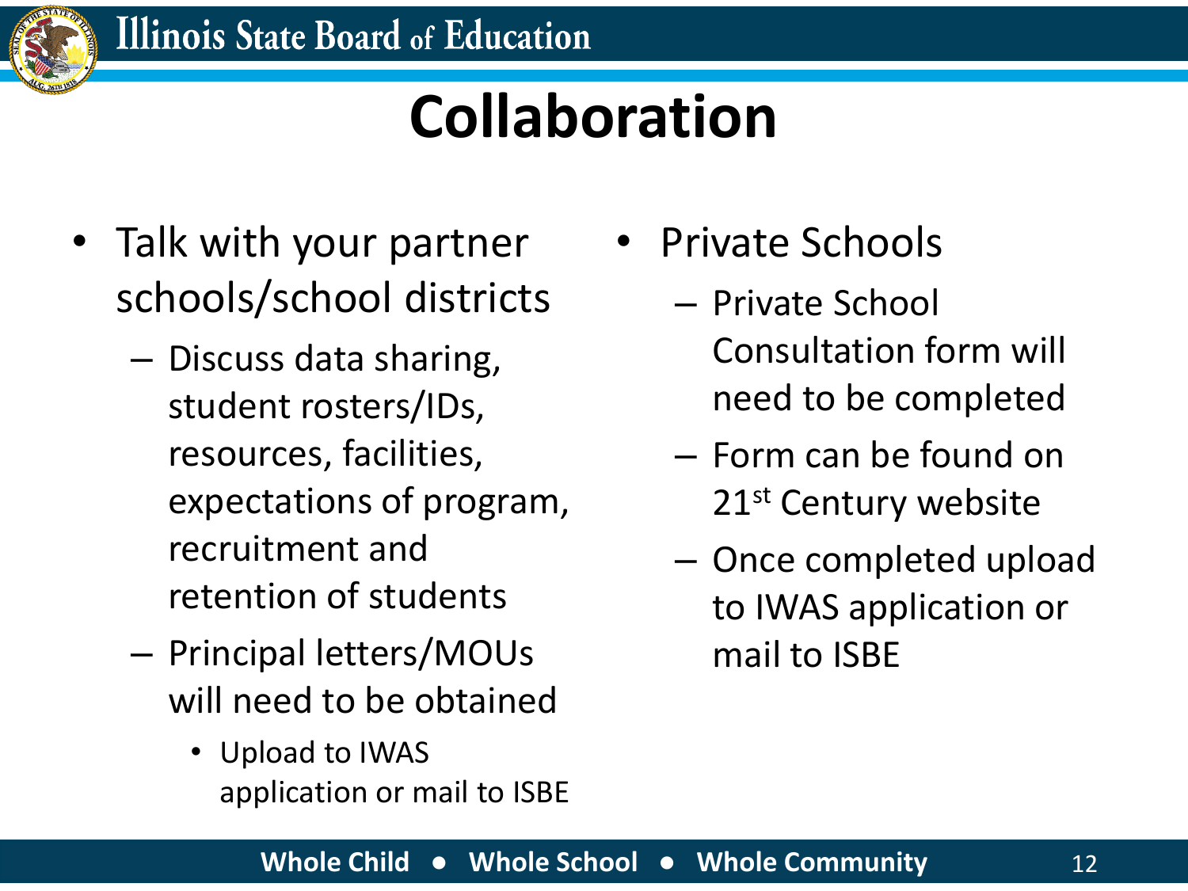# Collaboration

- Talk with your partner schools/school districts
  - Discuss data sharing, student rosters/IDs, resources, facilities, expectations of program, recruitment and retention of students
  - Principal letters/MOUs will need to be obtained
    - Upload to IWAS application or mail to ISBE
- Private Schools
  - Private School Consultation form will need to be completed
  - Form can be found on 21st Century website
  - Once completed upload to IWAS application or mail to ISBE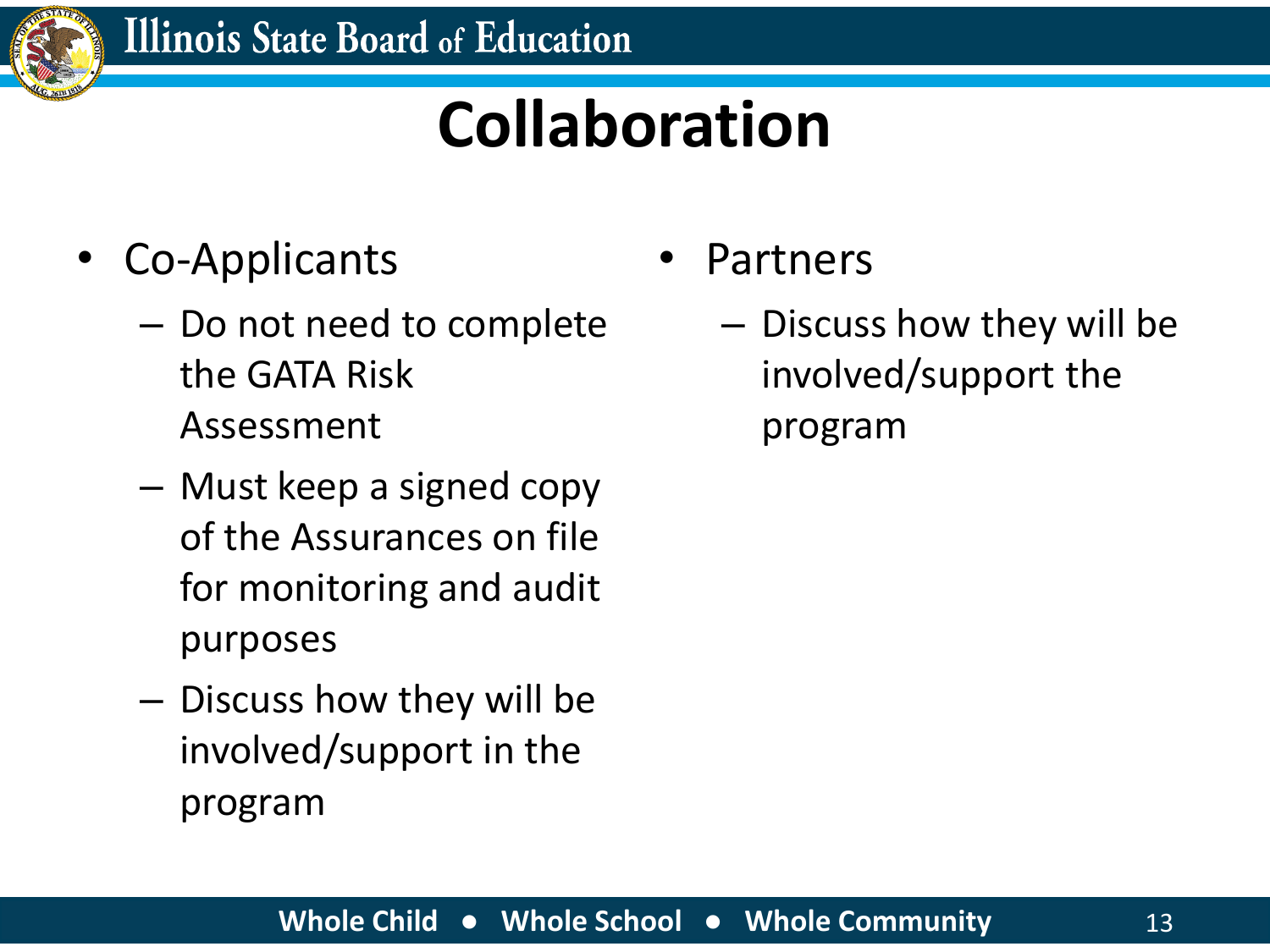# Collaboration

- Co-Applicants
  - Do not need to complete the GATA Risk Assessment
  - Must keep a signed copy of the Assurances on file for monitoring and audit purposes
  - Discuss how they will be involved/support in the program
- Partners
  - Discuss how they will be involved/support the program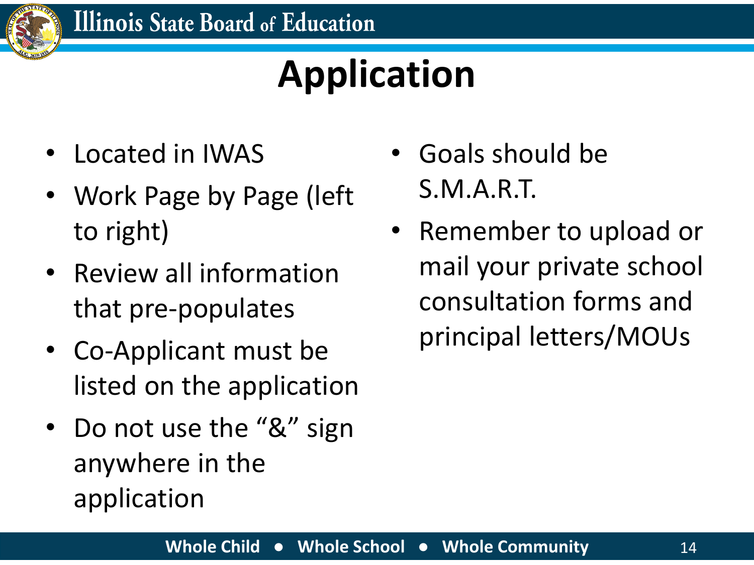# Application

- Located in IWAS
- Work Page by Page (left to right)
- Review all information that pre-populates
- Co-Applicant must be listed on the application
- Do not use the "&" sign anywhere in the application
- Goals should be S.M.A.R.T.
- Remember to upload or mail your private school consultation forms and principal letters/MOUs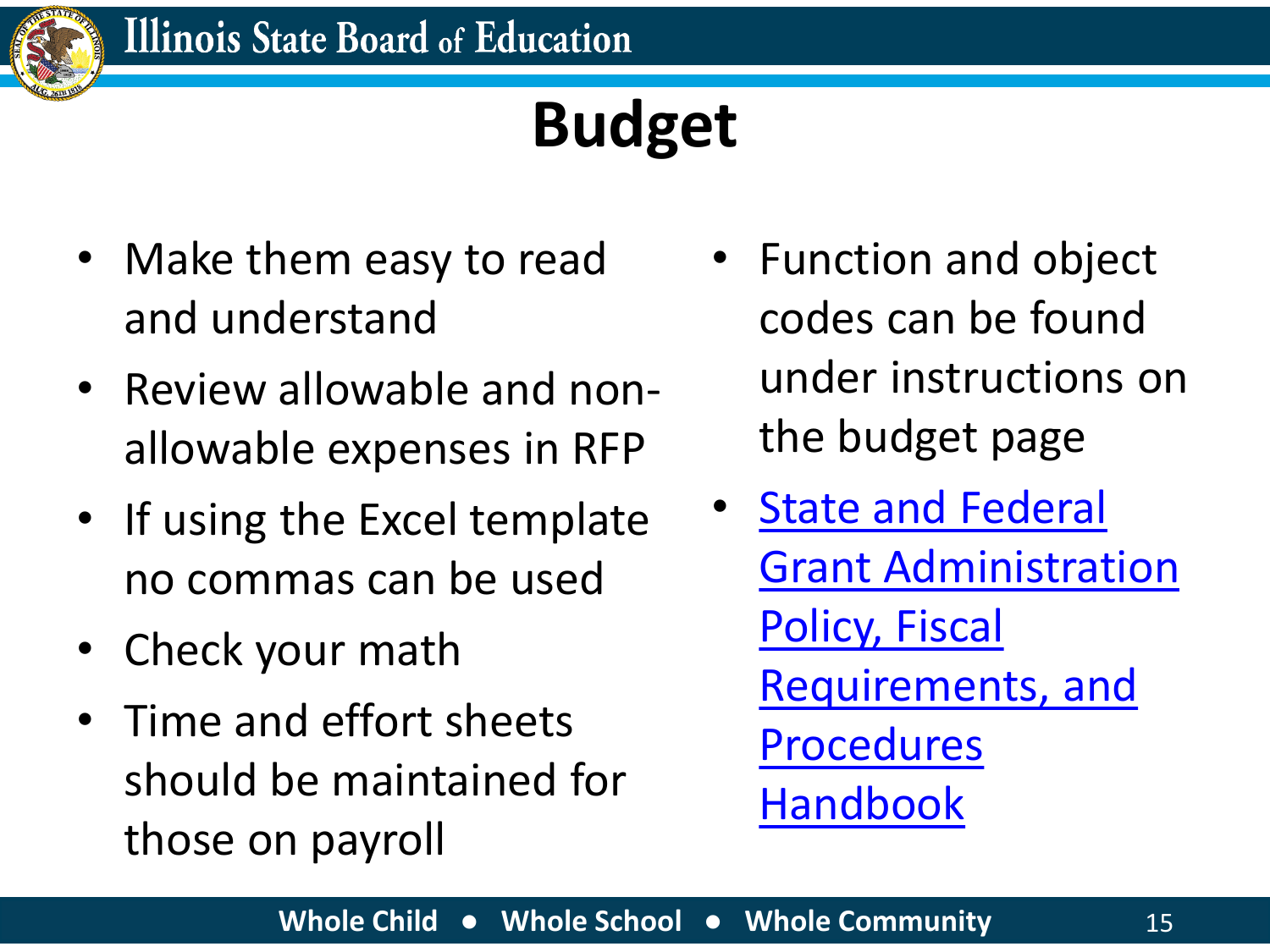# Budget

- Make them easy to read and understand
- Review allowable and non-allowable expenses in RFP
- If using the Excel template no commas can be used
- Check your math
- Time and effort sheets should be maintained for those on payroll
- Function and object codes can be found under instructions on the budget page
- State and Federal Grant Administration Policy, Fiscal Requirements, and Procedures Handbook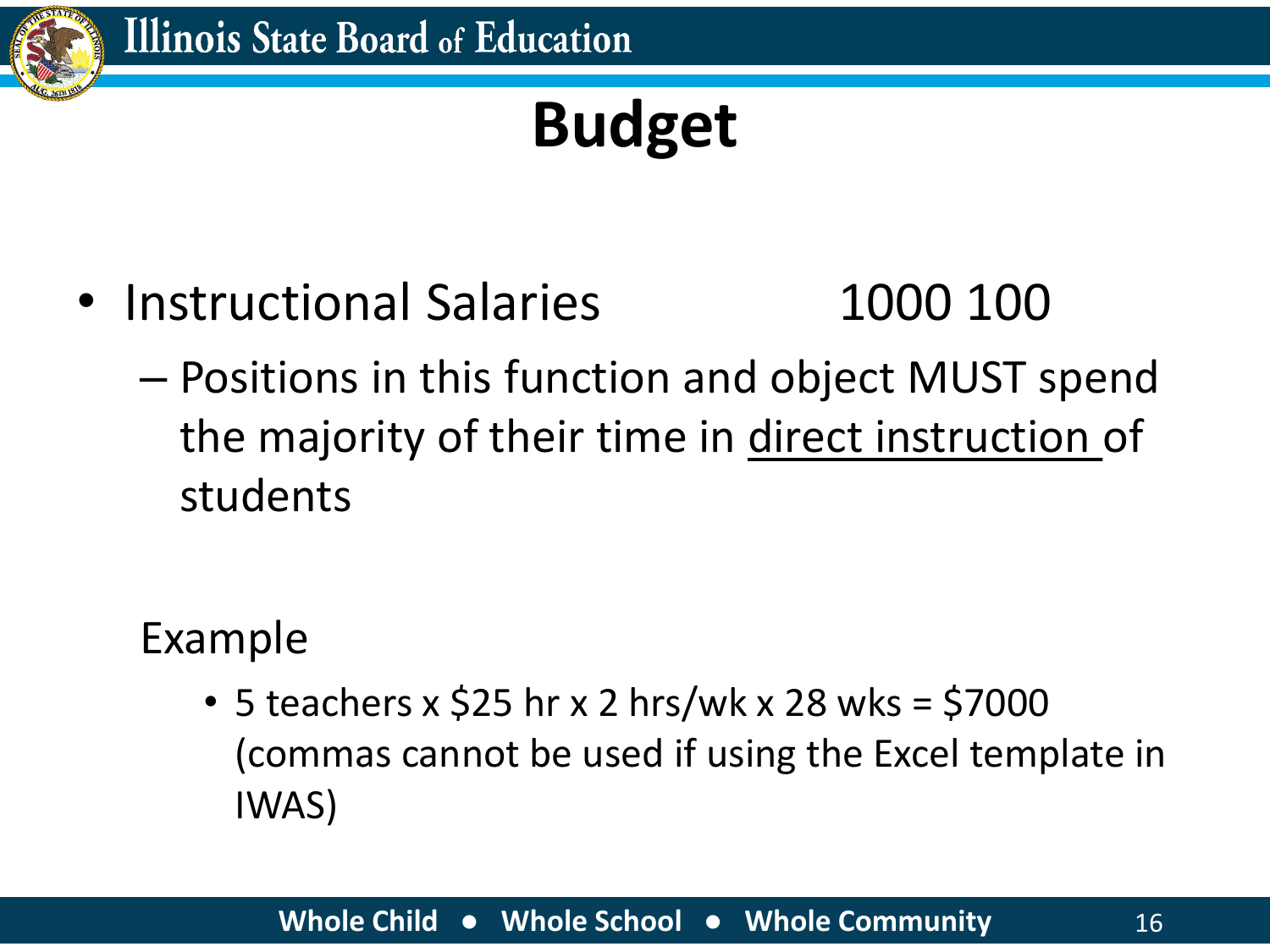# Budget

- Instructional Salaries 1000 100
  - Positions in this function and object MUST spend the majority of their time in <u>direct instruction</u> of students

Example

- 5 teachers x $25 hr x 2 hrs/wk x 28 wks = $7000 (commas cannot be used if using the Excel template in IWAS)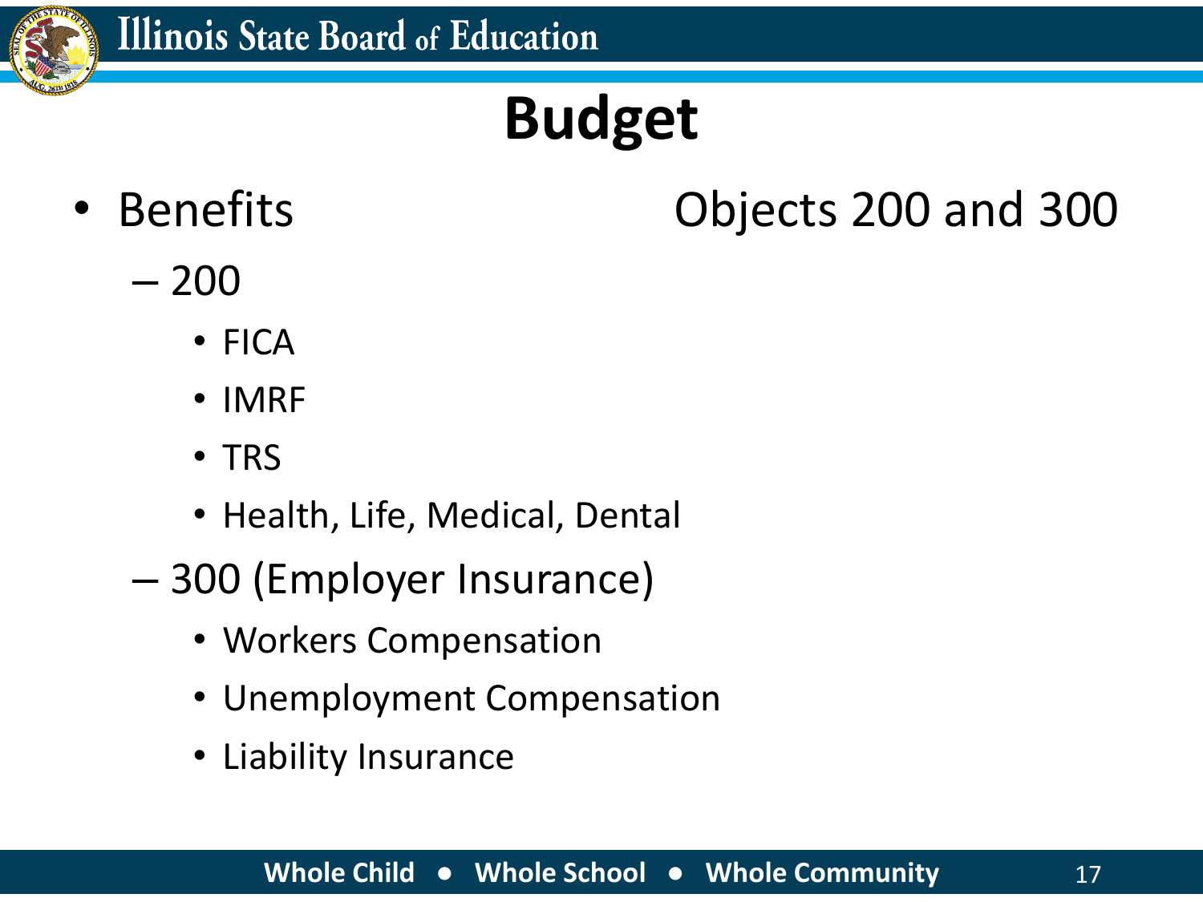# Budget

- Benefits — Objects 200 and 300
  - 200
    - FICA
    - IMRF
    - TRS
    - Health, Life, Medical, Dental
  - 300 (Employer Insurance)
    - Workers Compensation
    - Unemployment Compensation
    - Liability Insurance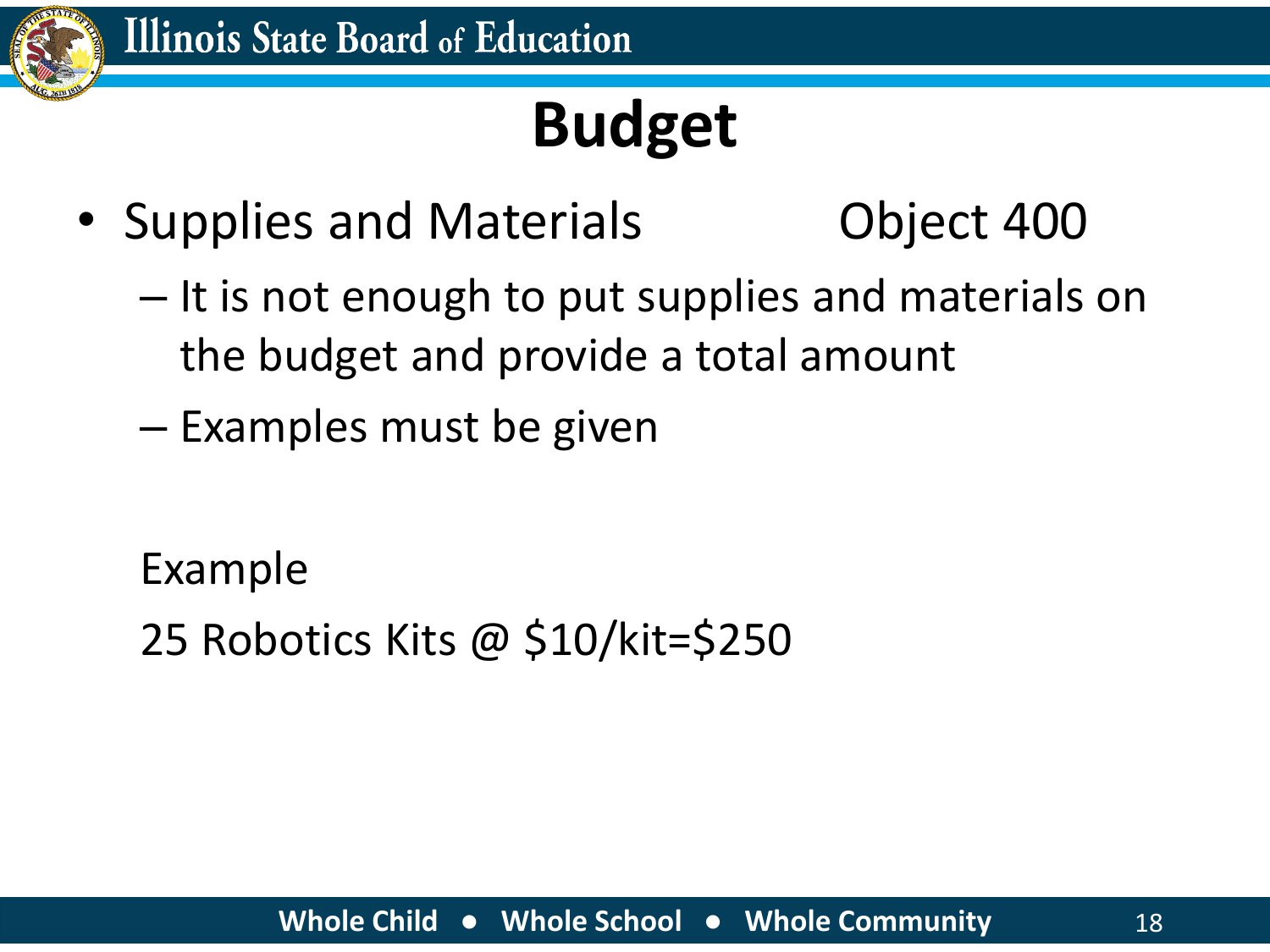# Budget

- Supplies and Materials Object 400
  - It is not enough to put supplies and materials on the budget and provide a total amount
  - Examples must be given

Example

25 Robotics Kits @ $10/kit=$250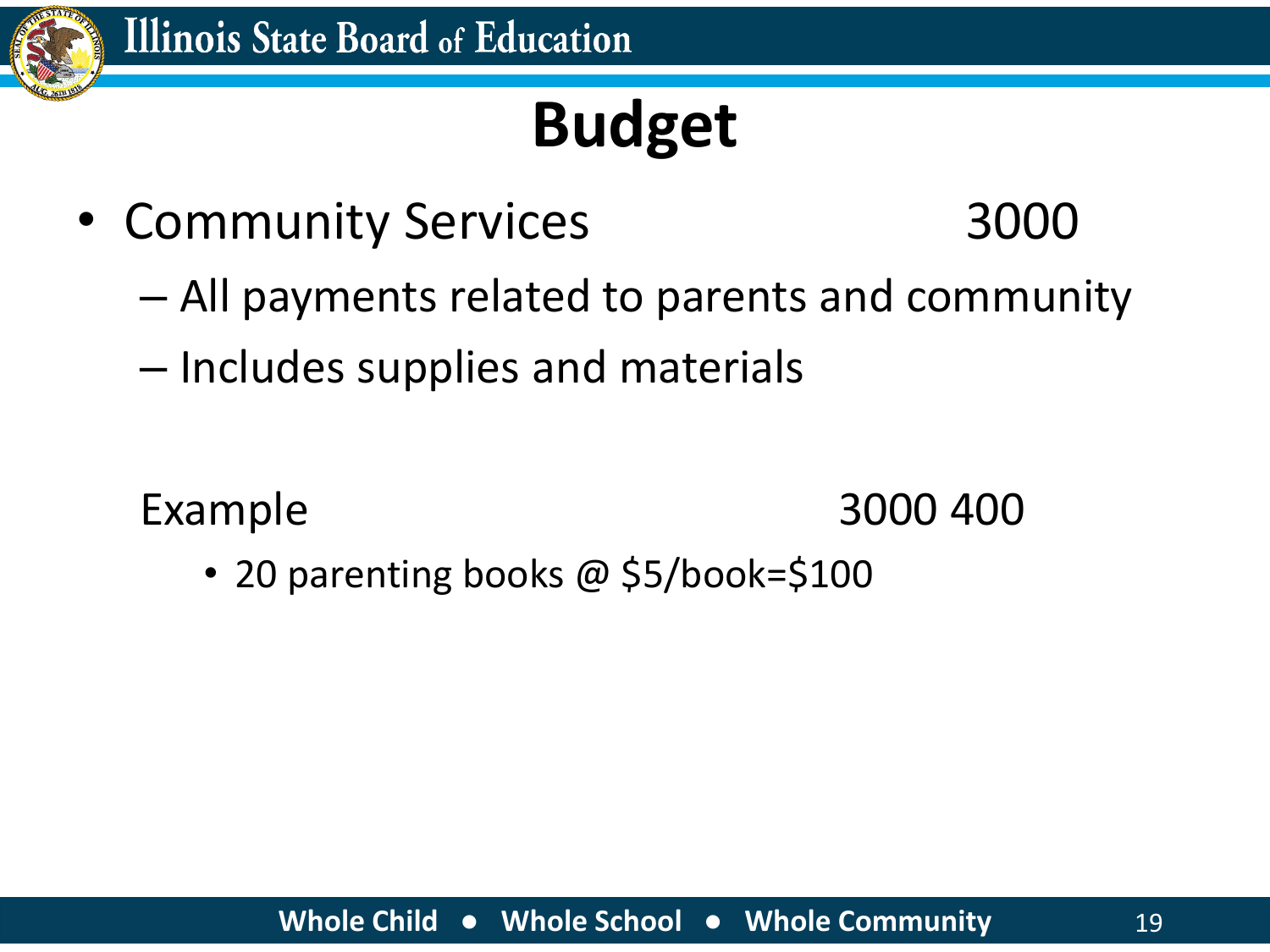# Budget

- Community Services 3000
  - All payments related to parents and community
  - Includes supplies and materials

Example 3000 400

- 20 parenting books @ $5/book=$100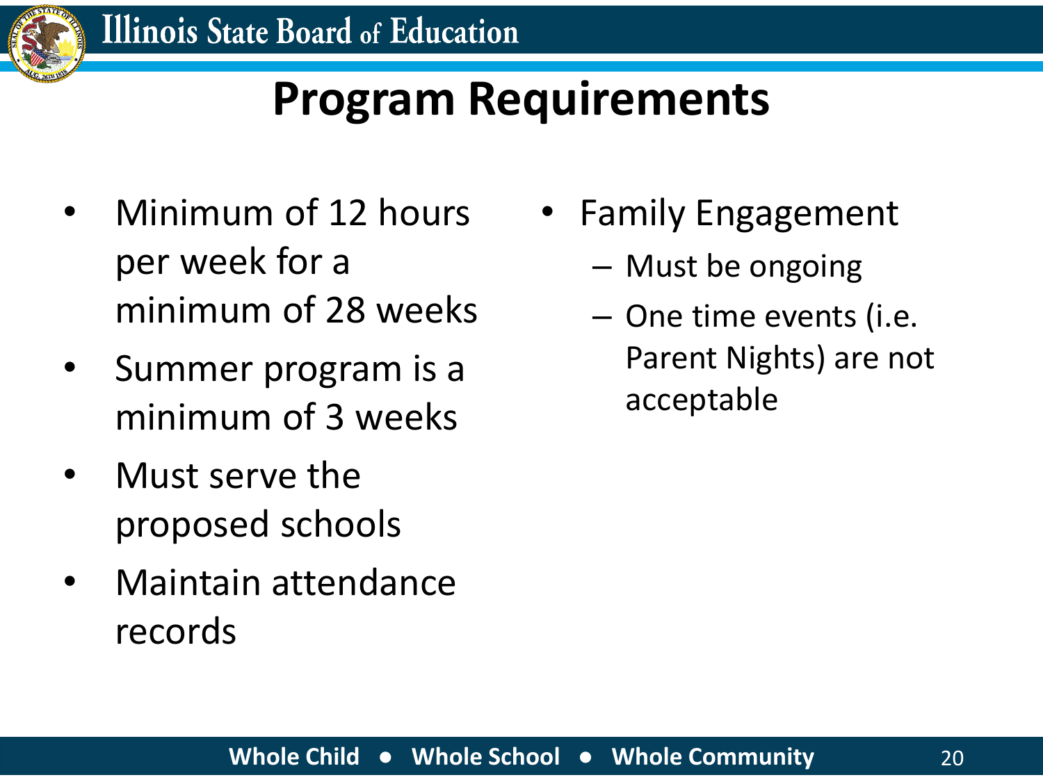# Program Requirements

- Minimum of 12 hours per week for a minimum of 28 weeks
- Summer program is a minimum of 3 weeks
- Must serve the proposed schools
- Maintain attendance records
- Family Engagement
  - Must be ongoing
  - One time events (i.e. Parent Nights) are not acceptable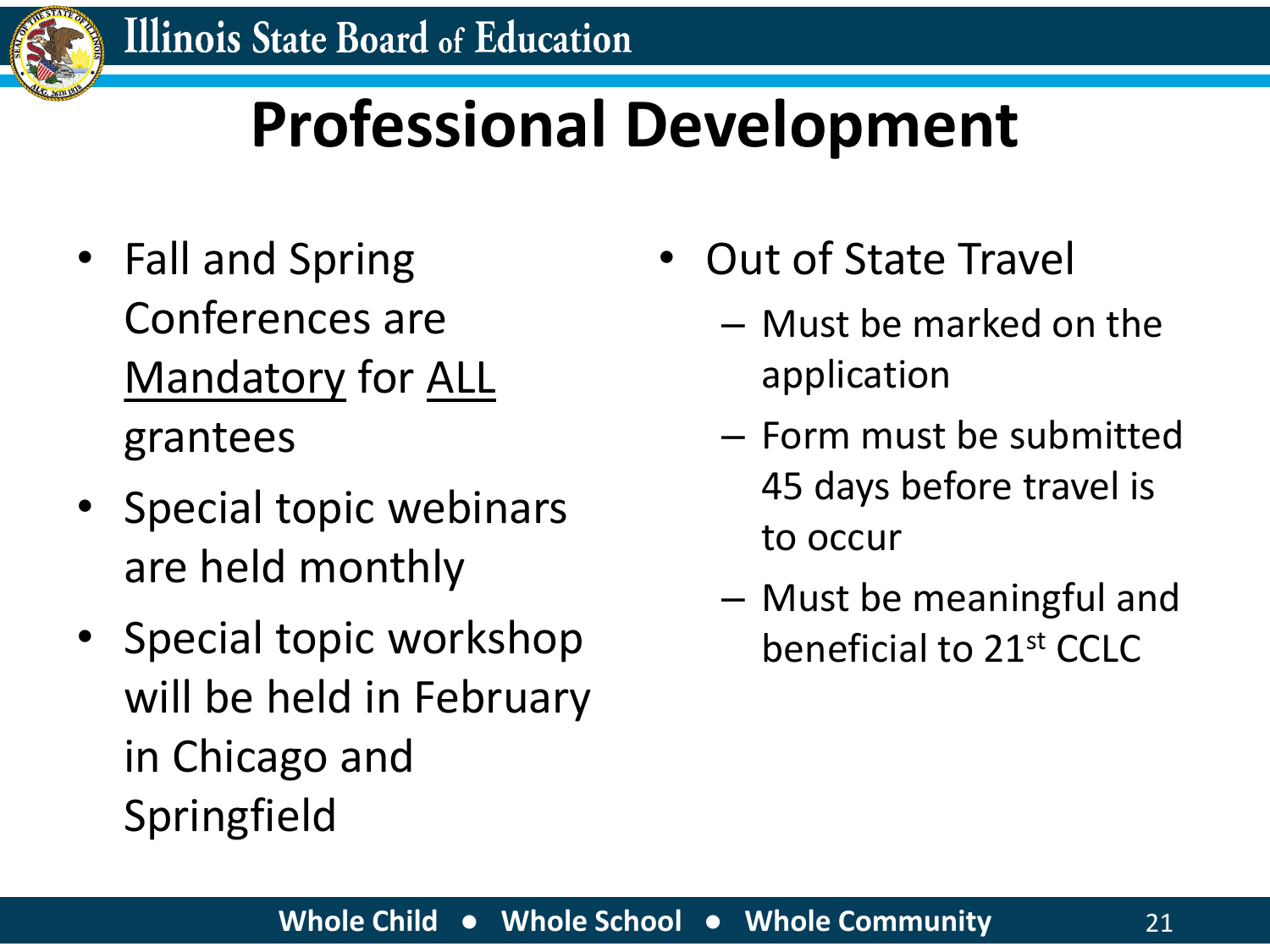# Professional Development

- Fall and Spring Conferences are <u>Mandatory</u> for <u>ALL</u> grantees
- Special topic webinars are held monthly
- Special topic workshop will be held in February in Chicago and Springfield
- Out of State Travel
  - Must be marked on the application
  - Form must be submitted 45 days before travel is to occur
  - Must be meaningful and beneficial to 21st CCLC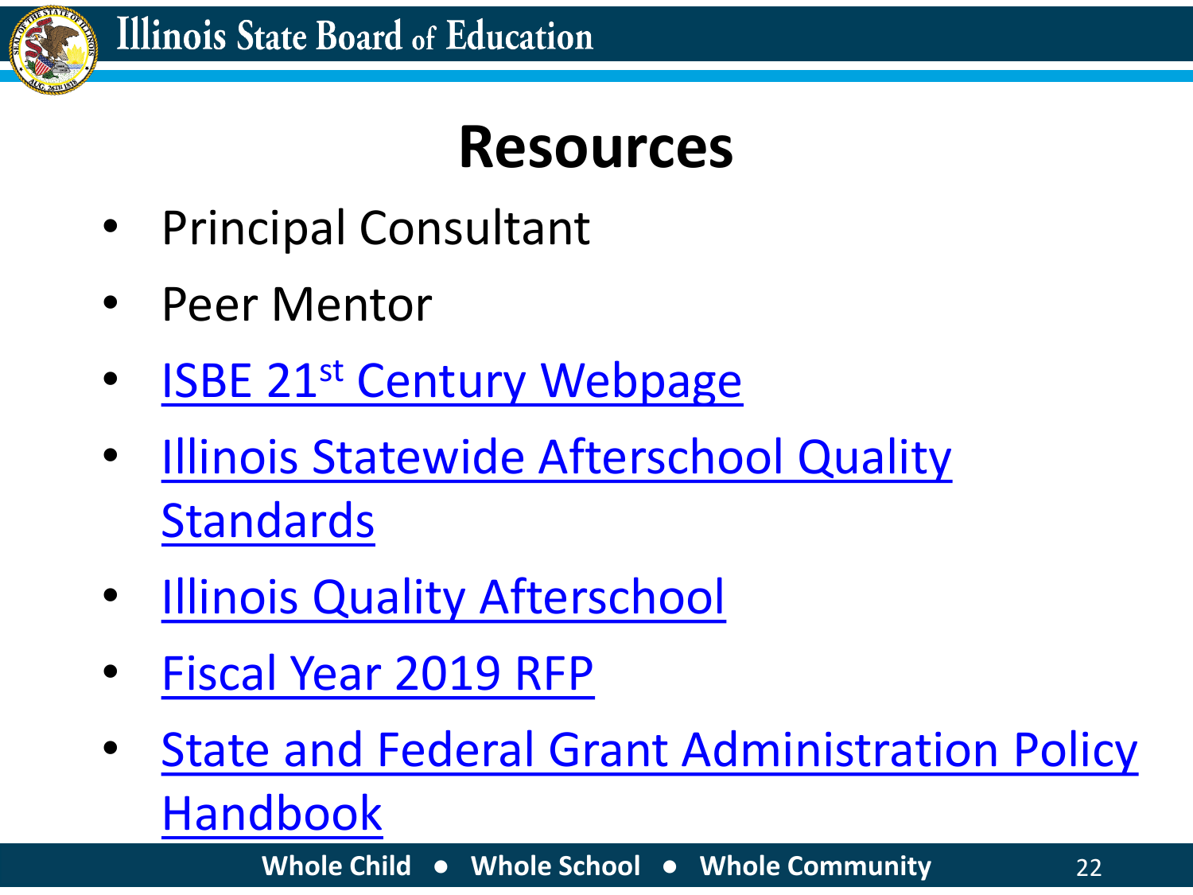# Resources

- Principal Consultant
- Peer Mentor
- ISBE 21st Century Webpage
- Illinois Statewide Afterschool Quality Standards
- Illinois Quality Afterschool
- Fiscal Year 2019 RFP
- State and Federal Grant Administration Policy Handbook